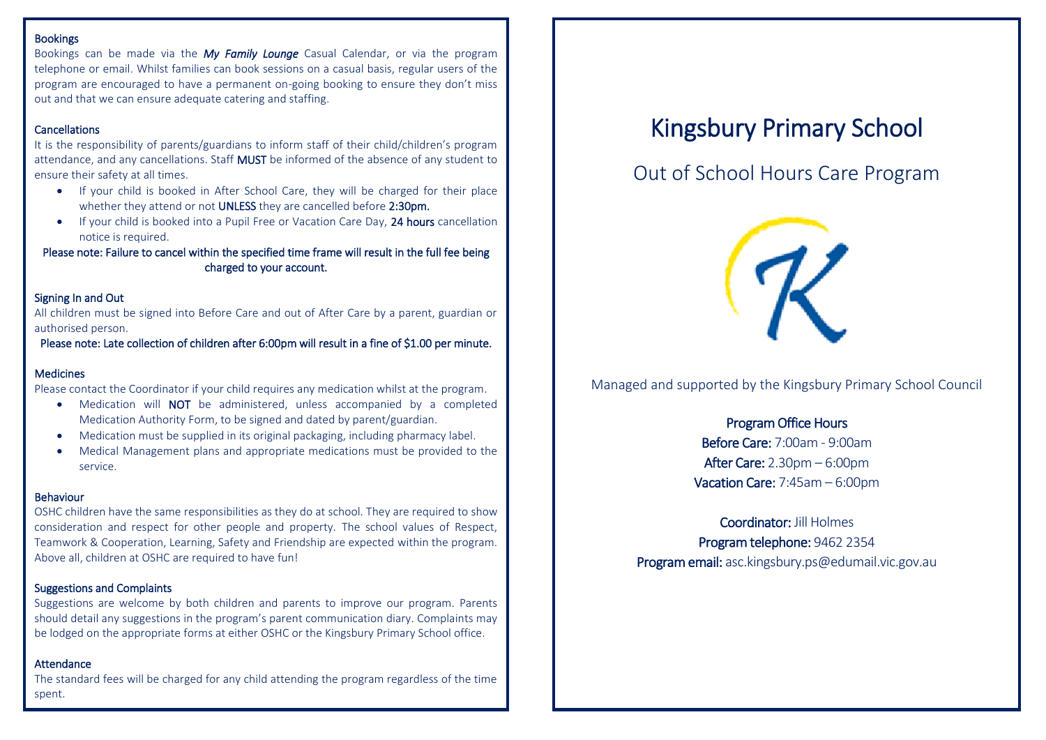### Bookings

Bookings can be made via the ***My Family Lounge*** Casual Calendar, or via the program telephone or email. Whilst families can book sessions on a casual basis, regular users of the program are encouraged to have a permanent on-going booking to ensure they don't miss out and that we can ensure adequate catering and staffing.

### Cancellations

It is the responsibility of parents/guardians to inform staff of their child/children's program attendance, and any cancellations. Staff **MUST** be informed of the absence of any student to ensure their safety at all times.

- If your child is booked in After School Care, they will be charged for their place whether they attend or not **UNLESS** they are cancelled before **2:30pm.**
- If your child is booked into a Pupil Free or Vacation Care Day, **24 hours** cancellation notice is required.

**Please note: Failure to cancel within the specified time frame will result in the full fee being charged to your account.**

### Signing In and Out

All children must be signed into Before Care and out of After Care by a parent, guardian or authorised person.

**Please note: Late collection of children after 6:00pm will result in a fine of $1.00 per minute.**

### Medicines

Please contact the Coordinator if your child requires any medication whilst at the program.

- Medication will **NOT** be administered, unless accompanied by a completed Medication Authority Form, to be signed and dated by parent/guardian.
- Medication must be supplied in its original packaging, including pharmacy label.
- Medical Management plans and appropriate medications must be provided to the service.

### Behaviour

OSHC children have the same responsibilities as they do at school. They are required to show consideration and respect for other people and property. The school values of Respect, Teamwork & Cooperation, Learning, Safety and Friendship are expected within the program. Above all, children at OSHC are required to have fun!

### Suggestions and Complaints

Suggestions are welcome by both children and parents to improve our program. Parents should detail any suggestions in the program's parent communication diary. Complaints may be lodged on the appropriate forms at either OSHC or the Kingsbury Primary School office.

### Attendance

The standard fees will be charged for any child attending the program regardless of the time spent.

# Kingsbury Primary School

## Out of School Hours Care Program

Managed and supported by the Kingsbury Primary School Council

**Program Office Hours**

**Before Care:** 7:00am - 9:00am

**After Care:** 2.30pm – 6:00pm

**Vacation Care:** 7:45am – 6:00pm

**Coordinator:** Jill Holmes

**Program telephone:** 9462 2354

**Program email:** asc.kingsbury.ps@edumail.vic.gov.au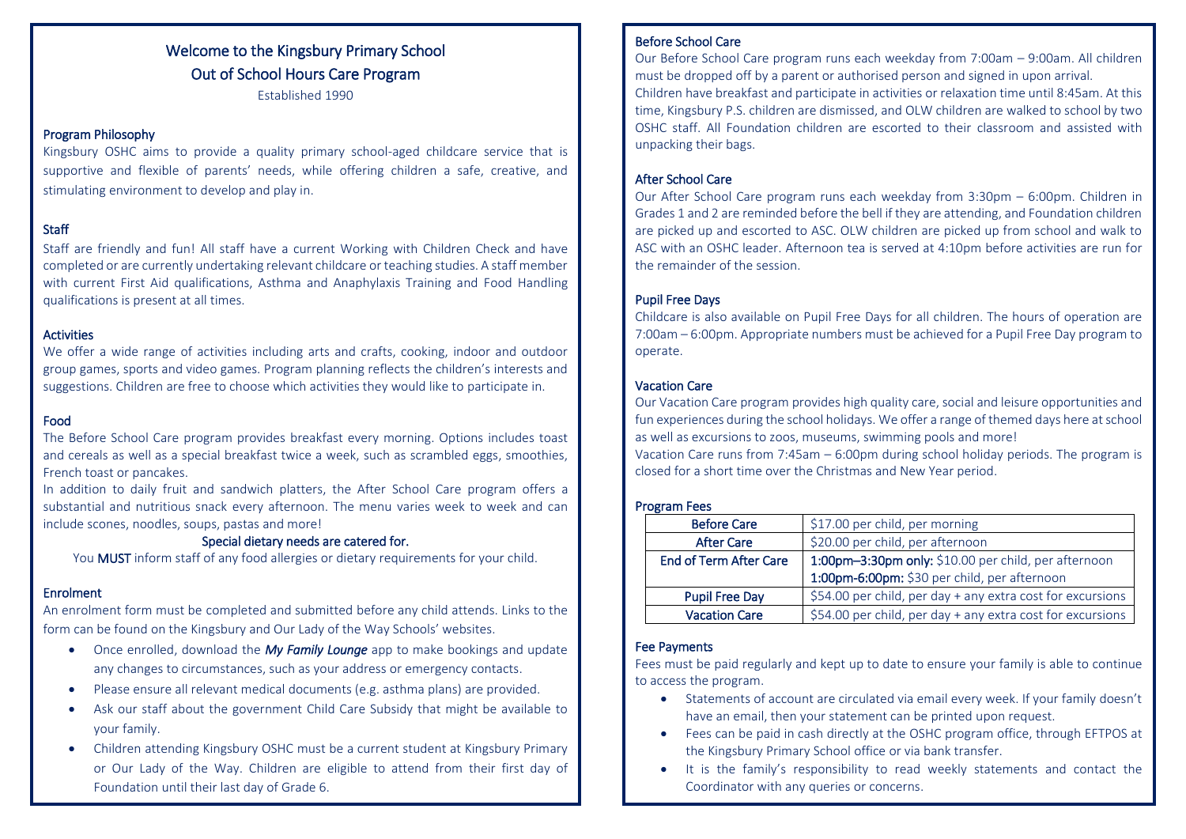# Welcome to the Kingsbury Primary School Out of School Hours Care Program

Established 1990

## Program Philosophy

Kingsbury OSHC aims to provide a quality primary school-aged childcare service that is supportive and flexible of parents' needs, while offering children a safe, creative, and stimulating environment to develop and play in.

## Staff

Staff are friendly and fun! All staff have a current Working with Children Check and have completed or are currently undertaking relevant childcare or teaching studies. A staff member with current First Aid qualifications, Asthma and Anaphylaxis Training and Food Handling qualifications is present at all times.

## Activities

We offer a wide range of activities including arts and crafts, cooking, indoor and outdoor group games, sports and video games. Program planning reflects the children's interests and suggestions. Children are free to choose which activities they would like to participate in.

## Food

The Before School Care program provides breakfast every morning. Options includes toast and cereals as well as a special breakfast twice a week, such as scrambled eggs, smoothies, French toast or pancakes.

In addition to daily fruit and sandwich platters, the After School Care program offers a substantial and nutritious snack every afternoon. The menu varies week to week and can include scones, noodles, soups, pastas and more!

**Special dietary needs are catered for.**

You **MUST** inform staff of any food allergies or dietary requirements for your child.

## Enrolment

An enrolment form must be completed and submitted before any child attends. Links to the form can be found on the Kingsbury and Our Lady of the Way Schools' websites.

- Once enrolled, download the ***My Family Lounge*** app to make bookings and update any changes to circumstances, such as your address or emergency contacts.
- Please ensure all relevant medical documents (e.g. asthma plans) are provided.
- Ask our staff about the government Child Care Subsidy that might be available to your family.
- Children attending Kingsbury OSHC must be a current student at Kingsbury Primary or Our Lady of the Way. Children are eligible to attend from their first day of Foundation until their last day of Grade 6.

## Before School Care

Our Before School Care program runs each weekday from 7:00am – 9:00am. All children must be dropped off by a parent or authorised person and signed in upon arrival.
Children have breakfast and participate in activities or relaxation time until 8:45am. At this time, Kingsbury P.S. children are dismissed, and OLW children are walked to school by two OSHC staff. All Foundation children are escorted to their classroom and assisted with unpacking their bags.

## After School Care

Our After School Care program runs each weekday from 3:30pm – 6:00pm. Children in Grades 1 and 2 are reminded before the bell if they are attending, and Foundation children are picked up and escorted to ASC. OLW children are picked up from school and walk to ASC with an OSHC leader. Afternoon tea is served at 4:10pm before activities are run for the remainder of the session.

## Pupil Free Days

Childcare is also available on Pupil Free Days for all children. The hours of operation are 7:00am – 6:00pm. Appropriate numbers must be achieved for a Pupil Free Day program to operate.

## Vacation Care

Our Vacation Care program provides high quality care, social and leisure opportunities and fun experiences during the school holidays. We offer a range of themed days here at school as well as excursions to zoos, museums, swimming pools and more!
Vacation Care runs from 7:45am – 6:00pm during school holiday periods. The program is closed for a short time over the Christmas and New Year period.

## Program Fees

| | |
|---|---|
| Before Care | $17.00 per child, per morning |
| After Care | $20.00 per child, per afternoon |
| End of Term After Care | **1:00pm–3:30pm only:** $10.00 per child, per afternoon<br>**1:00pm-6:00pm:** $30 per child, per afternoon |
| Pupil Free Day | $54.00 per child, per day + any extra cost for excursions |
| Vacation Care | $54.00 per child, per day + any extra cost for excursions |

## Fee Payments

Fees must be paid regularly and kept up to date to ensure your family is able to continue to access the program.

- Statements of account are circulated via email every week. If your family doesn't have an email, then your statement can be printed upon request.
- Fees can be paid in cash directly at the OSHC program office, through EFTPOS at the Kingsbury Primary School office or via bank transfer.
- It is the family's responsibility to read weekly statements and contact the Coordinator with any queries or concerns.